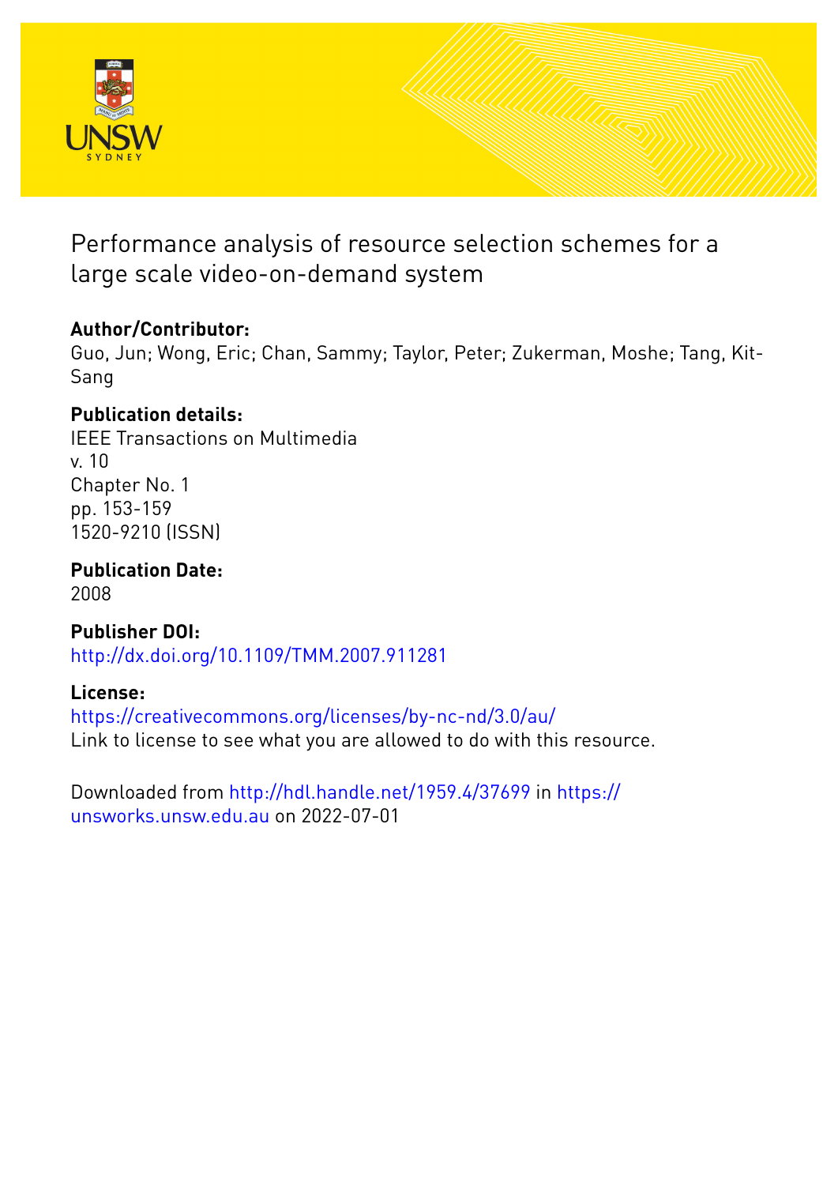# Performance analysis of resource selection schemes for a large scale video-on-demand system

**Author/Contributor:**
Guo, Jun; Wong, Eric; Chan, Sammy; Taylor, Peter; Zukerman, Moshe; Tang, Kit-Sang

**Publication details:**
IEEE Transactions on Multimedia
v. 10
Chapter No. 1
pp. 153-159
1520-9210 (ISSN)

**Publication Date:**
2008

**Publisher DOI:**
http://dx.doi.org/10.1109/TMM.2007.911281

**License:**
https://creativecommons.org/licenses/by-nc-nd/3.0/au/
Link to license to see what you are allowed to do with this resource.

Downloaded from http://hdl.handle.net/1959.4/37699 in https://unsworks.unsw.edu.au on 2022-07-01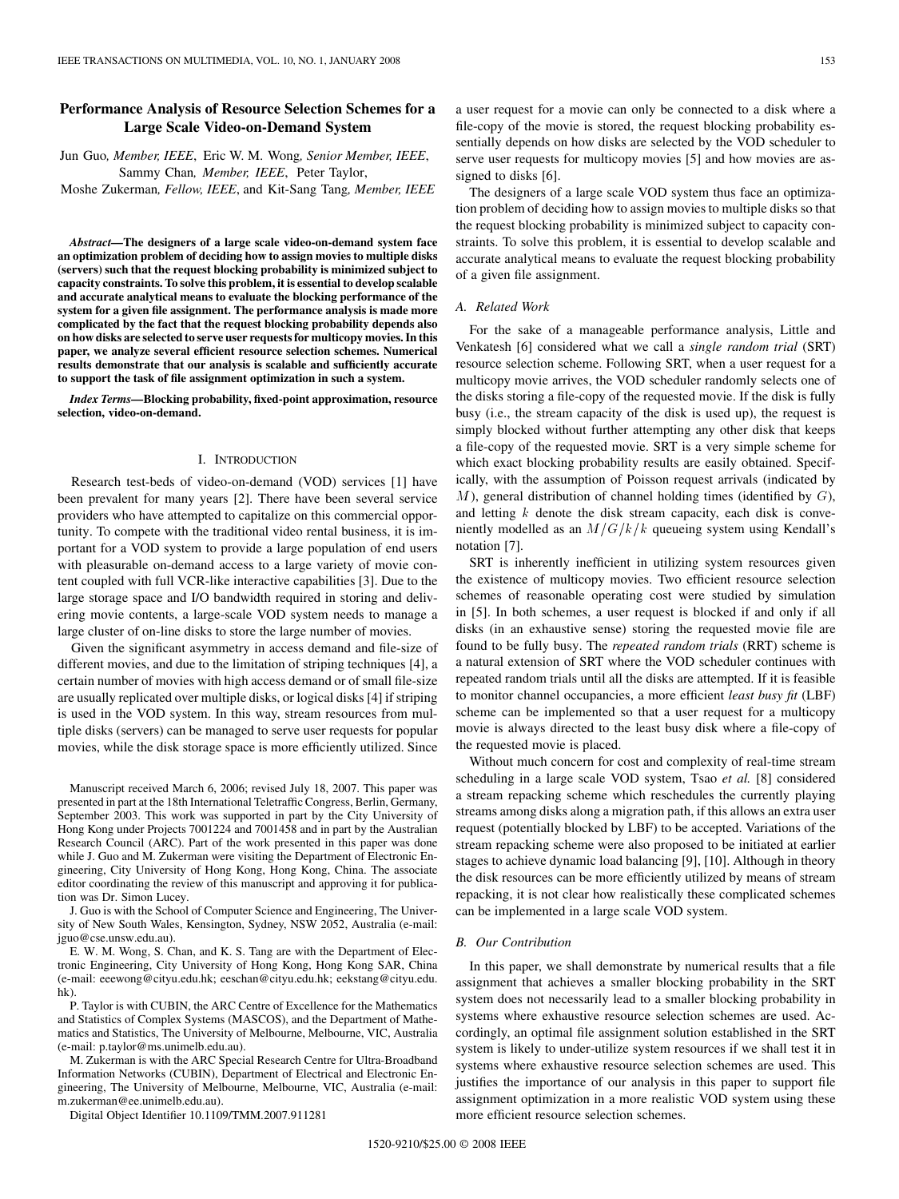# Performance Analysis of Resource Selection Schemes for a Large Scale Video-on-Demand System

Jun Guo, *Member, IEEE*, Eric W. M. Wong, *Senior Member, IEEE*, Sammy Chan, *Member, IEEE*, Peter Taylor, Moshe Zukerman, *Fellow, IEEE*, and Kit-Sang Tang, *Member, IEEE*

***Abstract*—The designers of a large scale video-on-demand system face an optimization problem of deciding how to assign movies to multiple disks (servers) such that the request blocking probability is minimized subject to capacity constraints. To solve this problem, it is essential to develop scalable and accurate analytical means to evaluate the blocking performance of the system for a given file assignment. The performance analysis is made more complicated by the fact that the request blocking probability depends also on how disks are selected to serve user requests for multicopy movies. In this paper, we analyze several efficient resource selection schemes. Numerical results demonstrate that our analysis is scalable and sufficiently accurate to support the task of file assignment optimization in such a system.**

***Index Terms*—Blocking probability, fixed-point approximation, resource selection, video-on-demand.**

## I. Introduction

Research test-beds of video-on-demand (VOD) services [1] have been prevalent for many years [2]. There have been several service providers who have attempted to capitalize on this commercial opportunity. To compete with the traditional video rental business, it is important for a VOD system to provide a large population of end users with pleasurable on-demand access to a large variety of movie content coupled with full VCR-like interactive capabilities [3]. Due to the large storage space and I/O bandwidth required in storing and delivering movie contents, a large-scale VOD system needs to manage a large cluster of on-line disks to store the large number of movies.

Given the significant asymmetry in access demand and file-size of different movies, and due to the limitation of striping techniques [4], a certain number of movies with high access demand or of small file-size are usually replicated over multiple disks, or logical disks [4] if striping is used in the VOD system. In this way, stream resources from multiple disks (servers) can be managed to serve user requests for popular movies, while the disk storage space is more efficiently utilized. Since a user request for a movie can only be connected to a disk where a file-copy of the movie is stored, the request blocking probability essentially depends on how disks are selected by the VOD scheduler to serve user requests for multicopy movies [5] and how movies are assigned to disks [6].

The designers of a large scale VOD system thus face an optimization problem of deciding how to assign movies to multiple disks so that the request blocking probability is minimized subject to capacity constraints. To solve this problem, it is essential to develop scalable and accurate analytical means to evaluate the request blocking probability of a given file assignment.

### A. Related Work

For the sake of a manageable performance analysis, Little and Venkatesh [6] considered what we call a *single random trial* (SRT) resource selection scheme. Following SRT, when a user request for a multicopy movie arrives, the VOD scheduler randomly selects one of the disks storing a file-copy of the requested movie. If the disk is fully busy (i.e., the stream capacity of the disk is used up), the request is simply blocked without further attempting any other disk that keeps a file-copy of the requested movie. SRT is a very simple scheme for which exact blocking probability results are easily obtained. Specifically, with the assumption of Poisson request arrivals (indicated by $M$), general distribution of channel holding times (identified by $G$), and letting $k$ denote the disk stream capacity, each disk is conveniently modelled as an $M/G/k/k$ queueing system using Kendall's notation [7].

SRT is inherently inefficient in utilizing system resources given the existence of multicopy movies. Two efficient resource selection schemes of reasonable operating cost were studied by simulation in [5]. In both schemes, a user request is blocked if and only if all disks (in an exhaustive sense) storing the requested movie file are found to be fully busy. The *repeated random trials* (RRT) scheme is a natural extension of SRT where the VOD scheduler continues with repeated random trials until all the disks are attempted. If it is feasible to monitor channel occupancies, a more efficient *least busy fit* (LBF) scheme can be implemented so that a user request for a multicopy movie is always directed to the least busy disk where a file-copy of the requested movie is placed.

Without much concern for cost and complexity of real-time stream scheduling in a large scale VOD system, Tsao *et al.* [8] considered a stream repacking scheme which reschedules the currently playing streams among disks along a migration path, if this allows an extra user request (potentially blocked by LBF) to be accepted. Variations of the stream repacking scheme were also proposed to be initiated at earlier stages to achieve dynamic load balancing [9], [10]. Although in theory the disk resources can be more efficiently utilized by means of stream repacking, it is not clear how realistically these complicated schemes can be implemented in a large scale VOD system.

### B. Our Contribution

In this paper, we shall demonstrate by numerical results that a file assignment that achieves a smaller blocking probability in the SRT system does not necessarily lead to a smaller blocking probability in systems where exhaustive resource selection schemes are used. Accordingly, an optimal file assignment solution established in the SRT system is likely to under-utilize system resources if we shall test it in systems where exhaustive resource selection schemes are used. This justifies the importance of our analysis in this paper to support file assignment optimization in a more realistic VOD system using these more efficient resource selection schemes.

---

Manuscript received March 6, 2006; revised July 18, 2007. This paper was presented in part at the 18th International Teletraffic Congress, Berlin, Germany, September 2003. This work was supported in part by the City University of Hong Kong under Projects 7001224 and 7001458 and in part by the Australian Research Council (ARC). Part of the work presented in this paper was done while J. Guo and M. Zukerman were visiting the Department of Electronic Engineering, City University of Hong Kong, Hong Kong, China. The associate editor coordinating the review of this manuscript and approving it for publication was Dr. Simon Lucey.

J. Guo is with the School of Computer Science and Engineering, The University of New South Wales, Kensington, Sydney, NSW 2052, Australia (e-mail: jguo@cse.unsw.edu.au).

E. W. M. Wong, S. Chan, and K. S. Tang are with the Department of Electronic Engineering, City University of Hong Kong, Hong Kong SAR, China (e-mail: eeewong@cityu.edu.hk; eeschan@cityu.edu.hk; eekstang@cityu.edu.hk).

P. Taylor is with CUBIN, the ARC Centre of Excellence for the Mathematics and Statistics of Complex Systems (MASCOS), and the Department of Mathematics and Statistics, The University of Melbourne, Melbourne, VIC, Australia (e-mail: p.taylor@ms.unimelb.edu.au).

M. Zukerman is with the ARC Special Research Centre for Ultra-Broadband Information Networks (CUBIN), Department of Electrical and Electronic Engineering, The University of Melbourne, Melbourne, VIC, Australia (e-mail: m.zukerman@ee.unimelb.edu.au).

Digital Object Identifier 10.1109/TMM.2007.911281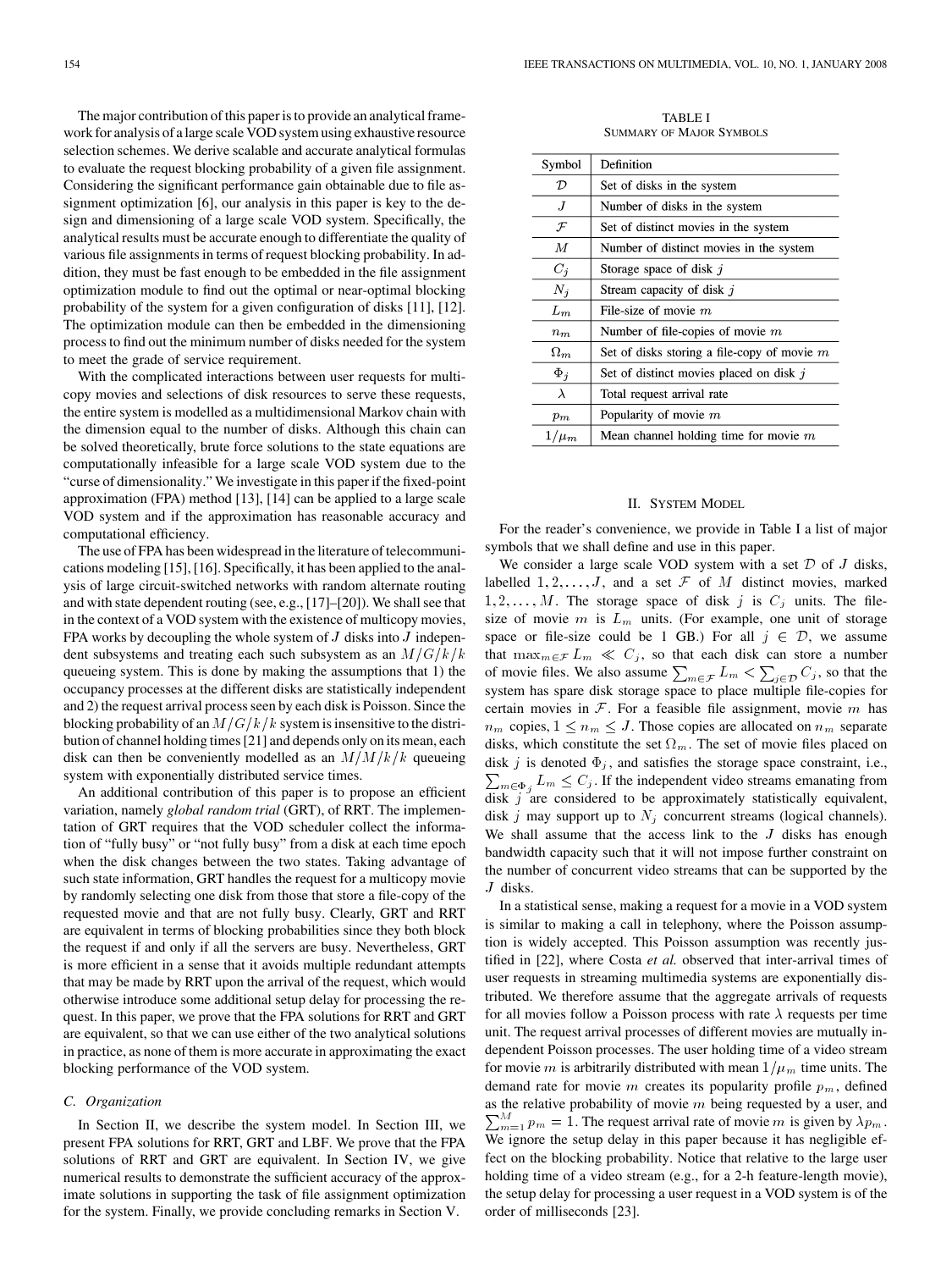The major contribution of this paper is to provide an analytical framework for analysis of a large scale VOD system using exhaustive resource selection schemes. We derive scalable and accurate analytical formulas to evaluate the request blocking probability of a given file assignment. Considering the significant performance gain obtainable due to file assignment optimization [6], our analysis in this paper is key to the design and dimensioning of a large scale VOD system. Specifically, the analytical results must be accurate enough to differentiate the quality of various file assignments in terms of request blocking probability. In addition, they must be fast enough to be embedded in the file assignment optimization module to find out the optimal or near-optimal blocking probability of the system for a given configuration of disks [11], [12]. The optimization module can then be embedded in the dimensioning process to find out the minimum number of disks needed for the system to meet the grade of service requirement.

With the complicated interactions between user requests for multicopy movies and selections of disk resources to serve these requests, the entire system is modelled as a multidimensional Markov chain with the dimension equal to the number of disks. Although this chain can be solved theoretically, brute force solutions to the state equations are computationally infeasible for a large scale VOD system due to the "curse of dimensionality." We investigate in this paper if the fixed-point approximation (FPA) method [13], [14] can be applied to a large scale VOD system and if the approximation has reasonable accuracy and computational efficiency.

The use of FPA has been widespread in the literature of telecommunications modeling [15], [16]. Specifically, it has been applied to the analysis of large circuit-switched networks with random alternate routing and with state dependent routing (see, e.g., [17]–[20]). We shall see that in the context of a VOD system with the existence of multicopy movies, FPA works by decoupling the whole system of $J$ disks into $J$ independent subsystems and treating each such subsystem as an $M/G/k/k$ queueing system. This is done by making the assumptions that 1) the occupancy processes at the different disks are statistically independent and 2) the request arrival process seen by each disk is Poisson. Since the blocking probability of an $M/G/k/k$ system is insensitive to the distribution of channel holding times [21] and depends only on its mean, each disk can then be conveniently modelled as an $M/M/k/k$ queueing system with exponentially distributed service times.

An additional contribution of this paper is to propose an efficient variation, namely *global random trial* (GRT), of RRT. The implementation of GRT requires that the VOD scheduler collect the information of "fully busy" or "not fully busy" from a disk at each time epoch when the disk changes between the two states. Taking advantage of such state information, GRT handles the request for a multicopy movie by randomly selecting one disk from those that store a file-copy of the requested movie and that are not fully busy. Clearly, GRT and RRT are equivalent in terms of blocking probabilities since they both block the request if and only if all the servers are busy. Nevertheless, GRT is more efficient in a sense that it avoids multiple redundant attempts that may be made by RRT upon the arrival of the request, which would otherwise introduce some additional setup delay for processing the request. In this paper, we prove that the FPA solutions for RRT and GRT are equivalent, so that we can use either of the two analytical solutions in practice, as none of them is more accurate in approximating the exact blocking performance of the VOD system.

### C. Organization

In Section II, we describe the system model. In Section III, we present FPA solutions for RRT, GRT and LBF. We prove that the FPA solutions of RRT and GRT are equivalent. In Section IV, we give numerical results to demonstrate the sufficient accuracy of the approximate solutions in supporting the task of file assignment optimization for the system. Finally, we provide concluding remarks in Section V.

TABLE I
SUMMARY OF MAJOR SYMBOLS

| Symbol | Definition |
|---|---|
| $\mathcal{D}$ | Set of disks in the system |
| $J$ | Number of disks in the system |
| $\mathcal{F}$ | Set of distinct movies in the system |
| $M$ | Number of distinct movies in the system |
| $C_j$ | Storage space of disk $j$ |
| $N_j$ | Stream capacity of disk $j$ |
| $L_m$ | File-size of movie $m$ |
| $n_m$ | Number of file-copies of movie $m$ |
| $\Omega_m$ | Set of disks storing a file-copy of movie $m$ |
| $\Phi_j$ | Set of distinct movies placed on disk $j$ |
| $\lambda$ | Total request arrival rate |
| $p_m$ | Popularity of movie $m$ |
| $1/\mu_m$ | Mean channel holding time for movie $m$ |

## II. System Model

For the reader's convenience, we provide in Table I a list of major symbols that we shall define and use in this paper.

We consider a large scale VOD system with a set $\mathcal{D}$ of $J$ disks, labelled $1, 2, \ldots, J$, and a set $\mathcal{F}$ of $M$ distinct movies, marked $1, 2, \ldots, M$. The storage space of disk $j$ is $C_j$ units. The file-size of movie $m$ is $L_m$ units. (For example, one unit of storage space or file-size could be 1 GB.) For all $j \in \mathcal{D}$, we assume that $\max_{m \in \mathcal{F}} L_m \ll C_j$, so that each disk can store a number of movie files. We also assume $\sum_{m \in \mathcal{F}} L_m < \sum_{j \in \mathcal{D}} C_j$, so that the system has spare disk storage space to place multiple file-copies for certain movies in $\mathcal{F}$. For a feasible file assignment, movie $m$ has $n_m$ copies, $1 \leq n_m \leq J$. Those copies are allocated on $n_m$ separate disks, which constitute the set $\Omega_m$. The set of movie files placed on disk $j$ is denoted $\Phi_j$, and satisfies the storage space constraint, i.e., $\sum_{m \in \Phi_j} L_m \leq C_j$. If the independent video streams emanating from disk $j$ are considered to be approximately statistically equivalent, disk $j$ may support up to $N_j$ concurrent streams (logical channels). We shall assume that the access link to the $J$ disks has enough bandwidth capacity such that it will not impose further constraint on the number of concurrent video streams that can be supported by the $J$ disks.

In a statistical sense, making a request for a movie in a VOD system is similar to making a call in telephony, where the Poisson assumption is widely accepted. This Poisson assumption was recently justified in [22], where Costa *et al.* observed that inter-arrival times of user requests in streaming multimedia systems are exponentially distributed. We therefore assume that the aggregate arrivals of requests for all movies follow a Poisson process with rate $\lambda$ requests per time unit. The request arrival processes of different movies are mutually independent Poisson processes. The user holding time of a video stream for movie $m$ is arbitrarily distributed with mean $1/\mu_m$ time units. The demand rate for movie $m$ creates its popularity profile $p_m$, defined as the relative probability of movie $m$ being requested by a user, and $\sum_{m=1}^{M} p_m = 1$. The request arrival rate of movie $m$ is given by $\lambda p_m$. We ignore the setup delay in this paper because it has negligible effect on the blocking probability. Notice that relative to the large user holding time of a video stream (e.g., for a 2-h feature-length movie), the setup delay for processing a user request in a VOD system is of the order of milliseconds [23].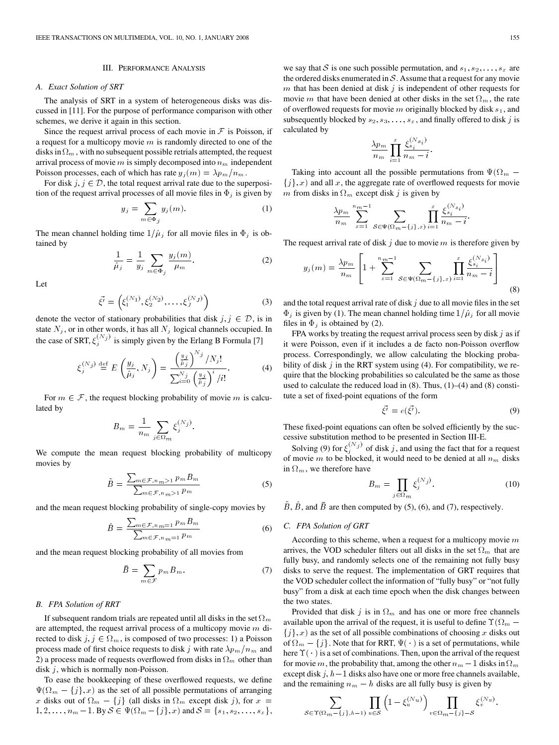## III. Performance Analysis

### A. Exact Solution of SRT

The analysis of SRT in a system of heterogeneous disks was discussed in [11]. For the purpose of performance comparison with other schemes, we derive it again in this section.

Since the request arrival process of each movie in $\mathcal{F}$ is Poisson, if a request for a multicopy movie $m$ is randomly directed to one of the disks in $\Omega_m$, with no subsequent possible retrials attempted, the request arrival process of movie $m$ is simply decomposed into $n_m$ independent Poisson processes, each of which has rate $y_j(m) = \lambda p_m / n_m$.

For disk $j$, $j \in \mathcal{D}$, the total request arrival rate due to the superposition of the request arrival processes of all movie files in $\Phi_j$ is given by

$$y_j = \sum_{m \in \Phi_j} y_j(m). \tag{1}$$

The mean channel holding time $1/\hat{\mu}_j$ for all movie files in $\Phi_j$ is obtained by

$$\frac{1}{\hat{\mu}_j} = \frac{1}{y_j} \sum_{m \in \Phi_j} \frac{y_j(m)}{\mu_m}. \tag{2}$$

Let

$$\vec{\xi'} = \left(\xi_1^{(N_1)}, \xi_2^{(N_2)}, \ldots, \xi_J^{(N_J)}\right) \tag{3}$$

denote the vector of stationary probabilities that disk $j$, $j \in \mathcal{D}$, is in state $N_j$, or in other words, it has all $N_j$ logical channels occupied. In the case of SRT, $\xi_j^{(N_j)}$ is simply given by the Erlang B Formula [7]

$$\xi_j^{(N_j)} \stackrel{\text{def}}{=} E\left(\frac{y_j}{\hat{\mu}_j}, N_j\right) = \frac{\left(\frac{y_j}{\hat{\mu}_j}\right)^{N_j} / N_j!}{\sum_{i=0}^{N_j} \left(\frac{y_j}{\hat{\mu}_j}\right)^i / i!}. \tag{4}$$

For $m \in \mathcal{F}$, the request blocking probability of movie $m$ is calculated by

$$B_m = \frac{1}{n_m} \sum_{j \in \Omega_m} \xi_j^{(N_j)}.$$

We compute the mean request blocking probability of multicopy movies by

$$\tilde{B} = \frac{\sum_{m \in \mathcal{F}, n_m > 1} p_m B_m}{\sum_{m \in \mathcal{F}, n_m > 1} p_m} \tag{5}$$

and the mean request blocking probability of single-copy movies by

$$\hat{B} = \frac{\sum_{m \in \mathcal{F}, n_m = 1} p_m B_m}{\sum_{m \in \mathcal{F}, n_m = 1} p_m} \tag{6}$$

and the mean request blocking probability of all movies from

$$\bar{B} = \sum_{m \in \mathcal{F}} p_m B_m. \tag{7}$$

### B. FPA Solution of RRT

If subsequent random trials are repeated until all disks in the set $\Omega_m$ are attempted, the request arrival process of a multicopy movie $m$ directed to disk $j$, $j \in \Omega_m$, is composed of two processes: 1) a Poisson process made of first choice requests to disk $j$ with rate $\lambda p_m / n_m$ and 2) a process made of requests overflowed from disks in $\Omega_m$ other than disk $j$, which is normally non-Poisson.

To ease the bookkeeping of these overflowed requests, we define $\Psi(\Omega_m - \{j\}, x)$ as the set of all possible permutations of arranging $x$ disks out of $\Omega_m - \{j\}$ (all disks in $\Omega_m$ except disk $j$), for $x = 1, 2, \ldots, n_m - 1$. By $\mathcal{S} \in \Psi(\Omega_m - \{j\}, x)$ and $\mathcal{S} = \{s_1, s_2, \ldots, s_x\}$, we say that $\mathcal{S}$ is one such possible permutation, and $s_1, s_2, \ldots, s_x$ are the ordered disks enumerated in $\mathcal{S}$. Assume that a request for any movie $m$ that has been denied at disk $j$ is independent of other requests for movie $m$ that have been denied at other disks in the set $\Omega_m$, the rate of overflowed requests for movie $m$ originally blocked by disk $s_1$, and subsequently blocked by $s_2, s_3, \ldots, s_x$, and finally offered to disk $j$ is calculated by

$$\frac{\lambda p_m}{n_m} \prod_{i=1}^{x} \frac{\xi_{s_i}^{(N_{s_i})}}{n_m - i}.$$

Taking into account all the possible permutations from $\Psi(\Omega_m - \{j\}, x)$ and all $x$, the aggregate rate of overflowed requests for movie $m$ from disks in $\Omega_m$ except disk $j$ is given by

$$\frac{\lambda p_m}{n_m} \sum_{x=1}^{n_m - 1} \sum_{\mathcal{S} \in \Psi(\Omega_m - \{j\}, x)} \prod_{i=1}^{x} \frac{\xi_{s_i}^{(N_{s_i})}}{n_m - i}.$$

The request arrival rate of disk $j$ due to movie $m$ is therefore given by

$$y_j(m) = \frac{\lambda p_m}{n_m} \left[1 + \sum_{x=1}^{n_m - 1} \sum_{\mathcal{S} \in \Psi(\Omega_m - \{j\}, x)} \prod_{i=1}^{x} \frac{\xi_{s_i}^{(N_{s_i})}}{n_m - i}\right] \tag{8}$$

and the total request arrival rate of disk $j$ due to all movie files in the set $\Phi_j$ is given by (1). The mean channel holding time $1/\hat{\mu}_j$ for all movie files in $\Phi_j$ is obtained by (2).

FPA works by treating the request arrival process seen by disk $j$ as if it were Poisson, even if it includes a de facto non-Poisson overflow process. Correspondingly, we allow calculating the blocking probability of disk $j$ in the RRT system using (4). For compatibility, we require that the blocking probabilities so calculated be the same as those used to calculate the reduced load in (8). Thus, (1)–(4) and (8) constitute a set of fixed-point equations of the form

$$\vec{\xi'} = e(\vec{\xi'}). \tag{9}$$

These fixed-point equations can often be solved efficiently by the successive substitution method to be presented in Section III-E.

Solving (9) for $\xi_j^{(N_j)}$ of disk $j$, and using the fact that for a request of movie $m$ to be blocked, it would need to be denied at all $n_m$ disks in $\Omega_m$, we therefore have

$$B_m = \prod_{j \in \Omega_m} \xi_j^{(N_j)}. \tag{10}$$

$\tilde{B}$, $\hat{B}$, and $\bar{B}$ are then computed by (5), (6), and (7), respectively.

### C. FPA Solution of GRT

According to this scheme, when a request for a multicopy movie $m$ arrives, the VOD scheduler filters out all disks in the set $\Omega_m$ that are fully busy, and randomly selects one of the remaining not fully busy disks to serve the request. The implementation of GRT requires that the VOD scheduler collect the information of "fully busy" or "not fully busy" from a disk at each time epoch when the disk changes between the two states.

Provided that disk $j$ is in $\Omega_m$ and has one or more free channels available upon the arrival of the request, it is useful to define $\Upsilon(\Omega_m - \{j\}, x)$ as the set of all possible combinations of choosing $x$ disks out of $\Omega_m - \{j\}$. Note that for RRT, $\Psi(\cdot)$ is a set of permutations, while here $\Upsilon(\cdot)$ is a set of combinations. Then, upon the arrival of the request for movie $m$, the probability that, among the other $n_m - 1$ disks in $\Omega_m$ except disk $j$, $h-1$ disks also have one or more free channels available, and the remaining $n_m - h$ disks are all fully busy is given by

$$\sum_{\mathcal{S} \in \Upsilon(\Omega_m - \{j\}, h-1)} \prod_{u \in \mathcal{S}} \left(1 - \xi_u^{(N_u)}\right) \prod_{v \in \Omega_m - \{j\} - \mathcal{S}} \xi_v^{(N_v)}.$$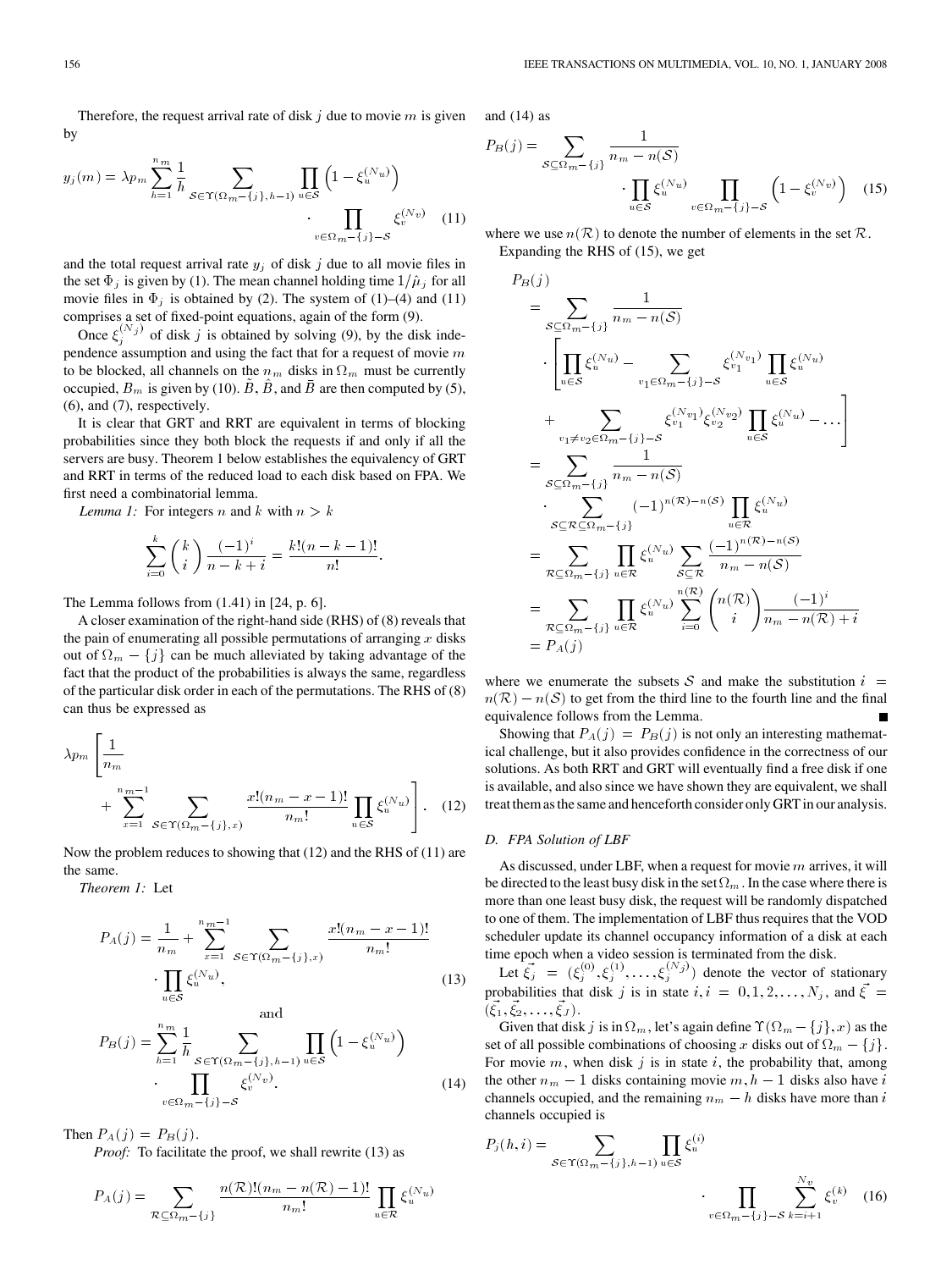Therefore, the request arrival rate of disk $j$ due to movie $m$ is given by

$$y_j(m) = \lambda p_m \sum_{h=1}^{n_m} \frac{1}{h} \sum_{\mathcal{S} \in \Upsilon(\Omega_m - \{j\}, h-1)} \prod_{u \in \mathcal{S}} \left(1 - \xi_u^{(N_u)}\right) \cdot \prod_{v \in \Omega_m - \{j\} - \mathcal{S}} \xi_v^{(N_v)} \quad (11)$$

and the total request arrival rate $y_j$ of disk $j$ due to all movie files in the set $\Phi_j$ is given by (1). The mean channel holding time $1/\hat{\mu}_j$ for all movie files in $\Phi_j$ is obtained by (2). The system of (1)–(4) and (11) comprises a set of fixed-point equations, again of the form (9).

Once $\xi_j^{(N_j)}$ of disk $j$ is obtained by solving (9), by the disk independence assumption and using the fact that for a request of movie $m$ to be blocked, all channels on the $n_m$ disks in $\Omega_m$ must be currently occupied, $B_m$ is given by (10). $\tilde{B}$, $\hat{B}$, and $\bar{B}$ are then computed by (5), (6), and (7), respectively.

It is clear that GRT and RRT are equivalent in terms of blocking probabilities since they both block the requests if and only if all the servers are busy. Theorem 1 below establishes the equivalency of GRT and RRT in terms of the reduced load to each disk based on FPA. We first need a combinatorial lemma.

*Lemma 1:* For integers $n$ and $k$ with $n > k$

$$\sum_{i=0}^{k} \binom{k}{i} \frac{(-1)^i}{n-k+i} = \frac{k!(n-k-1)!}{n!}.$$

The Lemma follows from (1.41) in [24, p. 6].

A closer examination of the right-hand side (RHS) of (8) reveals that the pain of enumerating all possible permutations of arranging $x$ disks out of $\Omega_m - \{j\}$ can be much alleviated by taking advantage of the fact that the product of the probabilities is always the same, regardless of the particular disk order in each of the permutations. The RHS of (8) can thus be expressed as

$$\lambda p_m \left[ \frac{1}{n_m} + \sum_{x=1}^{n_m - 1} \sum_{\mathcal{S} \in \Upsilon(\Omega_m - \{j\}, x)} \frac{x!(n_m - x - 1)!}{n_m!} \prod_{u \in \mathcal{S}} \xi_u^{(N_u)} \right]. \quad (12)$$

Now the problem reduces to showing that (12) and the RHS of (11) are the same.

*Theorem 1:* Let

$$P_A(j) = \frac{1}{n_m} + \sum_{x=1}^{n_m - 1} \sum_{\mathcal{S} \in \Upsilon(\Omega_m - \{j\}, x)} \frac{x!(n_m - x - 1)!}{n_m!} \cdot \prod_{u \in \mathcal{S}} \xi_u^{(N_u)}, \quad (13)$$

and

$$P_B(j) = \sum_{h=1}^{n_m} \frac{1}{h} \sum_{\mathcal{S} \in \Upsilon(\Omega_m - \{j\}, h-1)} \prod_{u \in \mathcal{S}} \left(1 - \xi_u^{(N_u)}\right) \cdot \prod_{v \in \Omega_m - \{j\} - \mathcal{S}} \xi_v^{(N_v)}. \quad (14)$$

Then $P_A(j) = P_B(j)$.

*Proof:* To facilitate the proof, we shall rewrite (13) as

$$P_A(j) = \sum_{\mathcal{R} \subseteq \Omega_m - \{j\}} \frac{n(\mathcal{R})!(n_m - n(\mathcal{R}) - 1)!}{n_m!} \prod_{u \in \mathcal{R}} \xi_u^{(N_u)}$$

and (14) as

$$P_B(j) = \sum_{\mathcal{S} \subseteq \Omega_m - \{j\}} \frac{1}{n_m - n(\mathcal{S})} \cdot \prod_{u \in \mathcal{S}} \xi_u^{(N_u)} \prod_{v \in \Omega_m - \{j\} - \mathcal{S}} \left(1 - \xi_v^{(N_v)}\right) \quad (15)$$

where we use $n(\mathcal{R})$ to denote the number of elements in the set $\mathcal{R}$.

Expanding the RHS of (15), we get

$$\begin{aligned}
P_B(j) &= \sum_{\mathcal{S} \subseteq \Omega_m - \{j\}} \frac{1}{n_m - n(\mathcal{S})} \cdot \left[ \prod_{u \in \mathcal{S}} \xi_u^{(N_u)} - \sum_{v_1 \in \Omega_m - \{j\} - \mathcal{S}} \xi_{v_1}^{(N_{v_1})} \prod_{u \in \mathcal{S}} \xi_u^{(N_u)} \right. \\
&\quad \left. + \sum_{v_1 \neq v_2 \in \Omega_m - \{j\} - \mathcal{S}} \xi_{v_1}^{(N_{v_1})} \xi_{v_2}^{(N_{v_2})} \prod_{u \in \mathcal{S}} \xi_u^{(N_u)} - \ldots \right] \\
&= \sum_{\mathcal{S} \subseteq \Omega_m - \{j\}} \frac{1}{n_m - n(\mathcal{S})} \cdot \sum_{\mathcal{S} \subseteq \mathcal{R} \subseteq \Omega_m - \{j\}} (-1)^{n(\mathcal{R}) - n(\mathcal{S})} \prod_{u \in \mathcal{R}} \xi_u^{(N_u)} \\
&= \sum_{\mathcal{R} \subseteq \Omega_m - \{j\}} \prod_{u \in \mathcal{R}} \xi_u^{(N_u)} \sum_{\mathcal{S} \subseteq \mathcal{R}} \frac{(-1)^{n(\mathcal{R}) - n(\mathcal{S})}}{n_m - n(\mathcal{S})} \\
&= \sum_{\mathcal{R} \subseteq \Omega_m - \{j\}} \prod_{u \in \mathcal{R}} \xi_u^{(N_u)} \sum_{i=0}^{n(\mathcal{R})} \binom{n(\mathcal{R})}{i} \frac{(-1)^i}{n_m - n(\mathcal{R}) + i} \\
&= P_A(j)
\end{aligned}$$

where we enumerate the subsets $\mathcal{S}$ and make the substitution $i = n(\mathcal{R}) - n(\mathcal{S})$ to get from the third line to the fourth line and the final equivalence follows from the Lemma. ∎

Showing that $P_A(j) = P_B(j)$ is not only an interesting mathematical challenge, but it also provides confidence in the correctness of our solutions. As both RRT and GRT will eventually find a free disk if one is available, and also since we have shown they are equivalent, we shall treat them as the same and henceforth consider only GRT in our analysis.

### D. FPA Solution of LBF

As discussed, under LBF, when a request for movie $m$ arrives, it will be directed to the least busy disk in the set $\Omega_m$. In the case where there is more than one least busy disk, the request will be randomly dispatched to one of them. The implementation of LBF thus requires that the VOD scheduler update its channel occupancy information of a disk at each time epoch when a video session is terminated from the disk.

Let $\vec{\xi_j} = (\xi_j^{(0)}, \xi_j^{(1)}, \ldots, \xi_j^{(N_j)})$ denote the vector of stationary probabilities that disk $j$ is in state $i, i = 0, 1, 2, \ldots, N_j$, and $\vec{\xi} = (\vec{\xi_1}, \vec{\xi_2}, \ldots, \vec{\xi_J})$.

Given that disk $j$ is in $\Omega_m$, let's again define $\Upsilon(\Omega_m - \{j\}, x)$ as the set of all possible combinations of choosing $x$ disks out of $\Omega_m - \{j\}$. For movie $m$, when disk $j$ is in state $i$, the probability that, among the other $n_m - 1$ disks containing movie $m, h - 1$ disks also have $i$ channels occupied, and the remaining $n_m - h$ disks have more than $i$ channels occupied is

$$P_j(h, i) = \sum_{\mathcal{S} \in \Upsilon(\Omega_m - \{j\}, h-1)} \prod_{u \in \mathcal{S}} \xi_u^{(i)} \cdot \prod_{v \in \Omega_m - \{j\} - \mathcal{S}} \sum_{k=i+1}^{N_v} \xi_v^{(k)} \quad (16)$$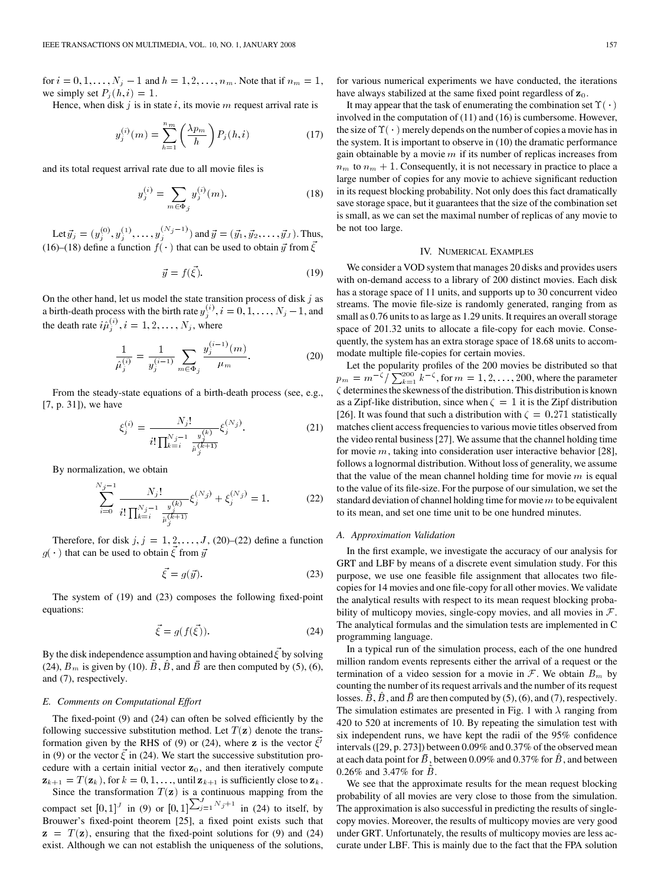for $i = 0, 1, \ldots, N_j - 1$ and $h = 1, 2, \ldots, n_m$. Note that if $n_m = 1$, we simply set $P_j(h, i) = 1$.

Hence, when disk $j$ is in state $i$, its movie $m$ request arrival rate is

$$y_j^{(i)}(m) = \sum_{h=1}^{n_m} \left(\frac{\lambda p_m}{h}\right) P_j(h, i) \tag{17}$$

and its total request arrival rate due to all movie files is

$$y_j^{(i)} = \sum_{m \in \Phi_j} y_j^{(i)}(m). \tag{18}$$

Let $\vec{y_j} = (y_j^{(0)}, y_j^{(1)}, \ldots, y_j^{(N_j - 1)})$ and $\vec{y} = (\vec{y_1}, \vec{y_2}, \ldots, \vec{y_J})$. Thus, (16)–(18) define a function $f(\cdot)$ that can be used to obtain $\vec{y}$ from $\vec{\xi}$

$$\vec{y} = f(\vec{\xi}). \tag{19}$$

On the other hand, let us model the state transition process of disk $j$ as a birth-death process with the birth rate $y_j^{(i)}, i = 0, 1, \ldots, N_j - 1$, and the death rate $i\hat{\mu}_j^{(i)}, i = 1, 2, \ldots, N_j$, where

$$\frac{1}{\hat{\mu}_j^{(i)}} = \frac{1}{y_j^{(i-1)}} \sum_{m \in \Phi_j} \frac{y_j^{(i-1)}(m)}{\mu_m}. \tag{20}$$

From the steady-state equations of a birth-death process (see, e.g., [7, p. 31]), we have

$$\xi_j^{(i)} = \frac{N_j!}{i! \prod_{k=i}^{N_j - 1} \frac{y_j^{(k)}}{\hat{\mu}_j^{(k+1)}}} \xi_j^{(N_j)}. \tag{21}$$

By normalization, we obtain

$$\sum_{i=0}^{N_j - 1} \frac{N_j!}{i! \prod_{k=i}^{N_j - 1} \frac{y_j^{(k)}}{\hat{\mu}_j^{(k+1)}}} \xi_j^{(N_j)} + \xi_j^{(N_j)} = 1. \tag{22}$$

Therefore, for disk $j, j = 1, 2, \ldots, J$, (20)–(22) define a function $g(\cdot)$ that can be used to obtain $\vec{\xi}$ from $\vec{y}$

$$\vec{\xi} = g(\vec{y}). \tag{23}$$

The system of (19) and (23) composes the following fixed-point equations:

$$\vec{\xi} = g(f(\vec{\xi})). \tag{24}$$

By the disk independence assumption and having obtained $\vec{\xi}$ by solving (24), $B_m$ is given by (10). $\tilde{B}$, $\hat{B}$, and $\bar{B}$ are then computed by (5), (6), and (7), respectively.

### E. Comments on Computational Effort

The fixed-point (9) and (24) can often be solved efficiently by the following successive substitution method. Let $T(\mathbf{z})$ denote the transformation given by the RHS of (9) or (24), where $\mathbf{z}$ is the vector $\vec{\xi'}$ in (9) or the vector $\vec{\xi}$ in (24). We start the successive substitution procedure with a certain initial vector $\mathbf{z}_0$, and then iteratively compute $\mathbf{z}_{k+1} = T(\mathbf{z}_k)$, for $k = 0, 1, \ldots$, until $\mathbf{z}_{k+1}$ is sufficiently close to $\mathbf{z}_k$.

Since the transformation $T(\mathbf{z})$ is a continuous mapping from the compact set $[0, 1]^J$ in (9) or $[0, 1]^{\sum_{j=1}^{J} N_j + 1}$ in (24) to itself, by Brouwer's fixed-point theorem [25], a fixed point exists such that $\mathbf{z} = T(\mathbf{z})$, ensuring that the fixed-point solutions for (9) and (24) exist. Although we can not establish the uniqueness of the solutions, for various numerical experiments we have conducted, the iterations have always stabilized at the same fixed point regardless of $\mathbf{z}_0$.

It may appear that the task of enumerating the combination set $\Upsilon(\cdot)$ involved in the computation of (11) and (16) is cumbersome. However, the size of $\Upsilon(\cdot)$ merely depends on the number of copies a movie has in the system. It is important to observe in (10) the dramatic performance gain obtainable by a movie $m$ if its number of replicas increases from $n_m$ to $n_m + 1$. Consequently, it is not necessary in practice to place a large number of copies for any movie to achieve significant reduction in its request blocking probability. Not only does this fact dramatically save storage space, but it guarantees that the size of the combination set is small, as we can set the maximal number of replicas of any movie to be not too large.

## IV. Numerical Examples

We consider a VOD system that manages 20 disks and provides users with on-demand access to a library of 200 distinct movies. Each disk has a storage space of 11 units, and supports up to 30 concurrent video streams. The movie file-size is randomly generated, ranging from as small as 0.76 units to as large as 1.29 units. It requires an overall storage space of 201.32 units to allocate a file-copy for each movie. Consequently, the system has an extra storage space of 18.68 units to accommodate multiple file-copies for certain movies.

Let the popularity profiles of the 200 movies be distributed so that $p_m = m^{-\zeta} / \sum_{k=1}^{200} k^{-\zeta}$, for $m = 1, 2, \ldots, 200$, where the parameter $\zeta$ determines the skewness of the distribution. This distribution is known as a Zipf-like distribution, since when $\zeta = 1$ it is the Zipf distribution [26]. It was found that such a distribution with $\zeta = 0.271$ statistically matches client access frequencies to various movie titles observed from the video rental business [27]. We assume that the channel holding time for movie $m$, taking into consideration user interactive behavior [28], follows a lognormal distribution. Without loss of generality, we assume that the value of the mean channel holding time for movie $m$ is equal to the value of its file-size. For the purpose of our simulation, we set the standard deviation of channel holding time for movie $m$ to be equivalent to its mean, and set one time unit to be one hundred minutes.

### A. Approximation Validation

In the first example, we investigate the accuracy of our analysis for GRT and LBF by means of a discrete event simulation study. For this purpose, we use one feasible file assignment that allocates two file-copies for 14 movies and one file-copy for all other movies. We validate the analytical results with respect to its mean request blocking probability of multicopy movies, single-copy movies, and all movies in $\mathcal{F}$. The analytical formulas and the simulation tests are implemented in C programming language.

In a typical run of the simulation process, each of the one hundred million random events represents either the arrival of a request or the termination of a video session for a movie in $\mathcal{F}$. We obtain $B_m$ by counting the number of its request arrivals and the number of its request losses. $\tilde{B}$, $\hat{B}$, and $\bar{B}$ are then computed by (5), (6), and (7), respectively. The simulation estimates are presented in Fig. 1 with $\lambda$ ranging from 420 to 520 at increments of 10. By repeating the simulation test with six independent runs, we have kept the radii of the 95% confidence intervals ([29, p. 273]) between 0.09% and 0.37% of the observed mean at each data point for $\bar{B}$, between 0.09% and 0.37% for $\hat{B}$, and between 0.26% and 3.47% for $\tilde{B}$.

We see that the approximate results for the mean request blocking probability of all movies are very close to those from the simulation. The approximation is also successful in predicting the results of single-copy movies. Moreover, the results of multicopy movies are very good under GRT. Unfortunately, the results of multicopy movies are less accurate under LBF. This is mainly due to the fact that the FPA solution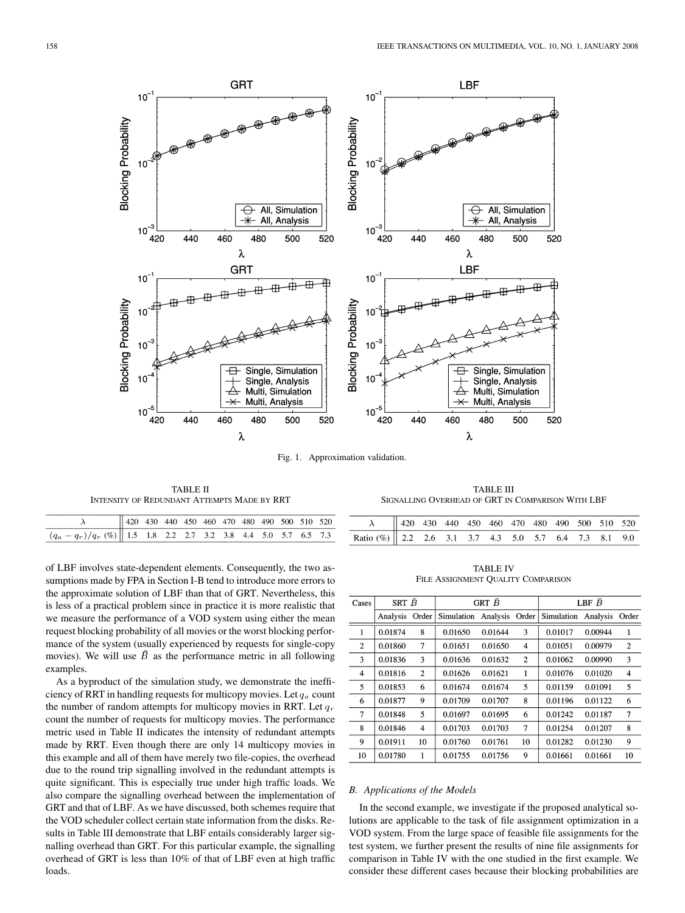Fig. 1. Approximation validation.

TABLE II
INTENSITY OF REDUNDANT ATTEMPTS MADE BY RRT

| $\lambda$ | 420 | 430 | 440 | 450 | 460 | 470 | 480 | 490 | 500 | 510 | 520 |
|---|---|---|---|---|---|---|---|---|---|---|---|
| $(q_a - q_r)/q_r$ (%) | 1.5 | 1.8 | 2.2 | 2.7 | 3.2 | 3.8 | 4.4 | 5.0 | 5.7 | 6.5 | 7.3 |

TABLE III
SIGNALLING OVERHEAD OF GRT IN COMPARISON WITH LBF

| $\lambda$ | 420 | 430 | 440 | 450 | 460 | 470 | 480 | 490 | 500 | 510 | 520 |
|---|---|---|---|---|---|---|---|---|---|---|---|
| Ratio (%) | 2.2 | 2.6 | 3.1 | 3.7 | 4.3 | 5.0 | 5.7 | 6.4 | 7.3 | 8.1 | 9.0 |

of LBF involves state-dependent elements. Consequently, the two assumptions made by FPA in Section I-B tend to introduce more errors to the approximate solution of LBF than that of GRT. Nevertheless, this is less of a practical problem since in practice it is more realistic that we measure the performance of a VOD system using either the mean request blocking probability of all movies or the worst blocking performance of the system (usually experienced by requests for single-copy movies). We will use $\bar{B}$ as the performance metric in all following examples.

As a byproduct of the simulation study, we demonstrate the inefficiency of RRT in handling requests for multicopy movies. Let $q_a$ count the number of random attempts for multicopy movies in RRT. Let $q_r$ count the number of requests for multicopy movies. The performance metric used in Table II indicates the intensity of redundant attempts made by RRT. Even though there are only 14 multicopy movies in this example and all of them have merely two file-copies, the overhead due to the round trip signalling involved in the redundant attempts is quite significant. This is especially true under high traffic loads. We also compare the signalling overhead between the implementation of GRT and that of LBF. As we have discussed, both schemes require that the VOD scheduler collect certain state information from the disks. Results in Table III demonstrate that LBF entails considerably larger signalling overhead than GRT. For this particular example, the signalling overhead of GRT is less than 10% of that of LBF even at high traffic loads.

TABLE IV
FILE ASSIGNMENT QUALITY COMPARISON

| Cases | SRT $\bar{B}$ | | GRT $\bar{B}$ | | | LBF $\bar{B}$ | | |
|---|---|---|---|---|---|---|---|---|
| | Analysis | Order | Simulation | Analysis | Order | Simulation | Analysis | Order |
| 1 | 0.01874 | 8 | 0.01650 | 0.01644 | 3 | 0.01017 | 0.00944 | 1 |
| 2 | 0.01860 | 7 | 0.01651 | 0.01650 | 4 | 0.01051 | 0.00979 | 2 |
| 3 | 0.01836 | 3 | 0.01636 | 0.01632 | 2 | 0.01062 | 0.00990 | 3 |
| 4 | 0.01816 | 2 | 0.01626 | 0.01621 | 1 | 0.01076 | 0.01020 | 4 |
| 5 | 0.01853 | 6 | 0.01674 | 0.01674 | 5 | 0.01159 | 0.01091 | 5 |
| 6 | 0.01877 | 9 | 0.01709 | 0.01707 | 8 | 0.01196 | 0.01122 | 6 |
| 7 | 0.01848 | 5 | 0.01697 | 0.01695 | 6 | 0.01242 | 0.01187 | 7 |
| 8 | 0.01846 | 4 | 0.01703 | 0.01703 | 7 | 0.01254 | 0.01207 | 8 |
| 9 | 0.01911 | 10 | 0.01760 | 0.01761 | 10 | 0.01282 | 0.01230 | 9 |
| 10 | 0.01780 | 1 | 0.01755 | 0.01756 | 9 | 0.01661 | 0.01661 | 10 |

### B. Applications of the Models

In the second example, we investigate if the proposed analytical solutions are applicable to the task of file assignment optimization in a VOD system. From the large space of feasible file assignments for the test system, we further present the results of nine file assignments for comparison in Table IV with the one studied in the first example. We consider these different cases because their blocking probabilities are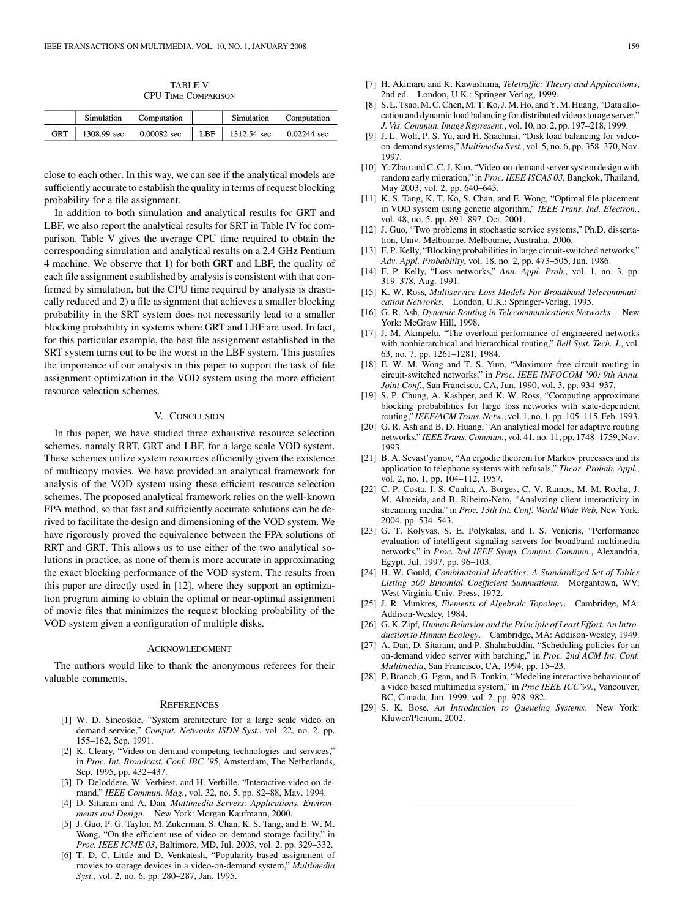TABLE V
CPU Time Comparison

| | Simulation | Computation | | Simulation | Computation |
|---|---|---|---|---|---|
| GRT | 1308.99 sec | 0.00082 sec | LBF | 1312.54 sec | 0.02244 sec |

close to each other. In this way, we can see if the analytical models are sufficiently accurate to establish the quality in terms of request blocking probability for a file assignment.

In addition to both simulation and analytical results for GRT and LBF, we also report the analytical results for SRT in Table IV for comparison. Table V gives the average CPU time required to obtain the corresponding simulation and analytical results on a 2.4 GHz Pentium 4 machine. We observe that 1) for both GRT and LBF, the quality of each file assignment established by analysis is consistent with that confirmed by simulation, but the CPU time required by analysis is drastically reduced and 2) a file assignment that achieves a smaller blocking probability in the SRT system does not necessarily lead to a smaller blocking probability in systems where GRT and LBF are used. In fact, for this particular example, the best file assignment established in the SRT system turns out to be the worst in the LBF system. This justifies the importance of our analysis in this paper to support the task of file assignment optimization in the VOD system using the more efficient resource selection schemes.

## V. Conclusion

In this paper, we have studied three exhaustive resource selection schemes, namely RRT, GRT and LBF, for a large scale VOD system. These schemes utilize system resources efficiently given the existence of multicopy movies. We have provided an analytical framework for analysis of the VOD system using these efficient resource selection schemes. The proposed analytical framework relies on the well-known FPA method, so that fast and sufficiently accurate solutions can be derived to facilitate the design and dimensioning of the VOD system. We have rigorously proved the equivalence between the FPA solutions of RRT and GRT. This allows us to use either of the two analytical solutions in practice, as none of them is more accurate in approximating the exact blocking performance of the VOD system. The results from this paper are directly used in [12], where they support an optimization program aiming to obtain the optimal or near-optimal assignment of movie files that minimizes the request blocking probability of the VOD system given a configuration of multiple disks.

## Acknowledgment

The authors would like to thank the anonymous referees for their valuable comments.

## References

[1] W. D. Sincoskie, "System architecture for a large scale video on demand service," *Comput. Networks ISDN Syst.*, vol. 22, no. 2, pp. 155–162, Sep. 1991.

[2] K. Cleary, "Video on demand-competing technologies and services," in *Proc. Int. Broadcast. Conf. IBC '95*, Amsterdam, The Netherlands, Sep. 1995, pp. 432–437.

[3] D. Deloddere, W. Verbiest, and H. Verhille, "Interactive video on demand," *IEEE Commun. Mag.*, vol. 32, no. 5, pp. 82–88, May. 1994.

[4] D. Sitaram and A. Dan, *Multimedia Servers: Applications, Environments and Design*. New York: Morgan Kaufmann, 2000.

[5] J. Guo, P. G. Taylor, M. Zukerman, S. Chan, K. S. Tang, and E. W. M. Wong, "On the efficient use of video-on-demand storage facility," in *Proc. IEEE ICME 03*, Baltimore, MD, Jul. 2003, vol. 2, pp. 329–332.

[6] T. D. C. Little and D. Venkatesh, "Popularity-based assignment of movies to storage devices in a video-on-demand system," *Multimedia Syst.*, vol. 2, no. 6, pp. 280–287, Jan. 1995.

[7] H. Akimaru and K. Kawashima, *Teletraffic: Theory and Applications*, 2nd ed. London, U.K.: Springer-Verlag, 1999.

[8] S. L. Tsao, M. C. Chen, M. T. Ko, J. M. Ho, and Y. M. Huang, "Data allocation and dynamic load balancing for distributed video storage server," *J. Vis. Commun. Image Represent.*, vol. 10, no. 2, pp. 197–218, 1999.

[9] J. L. Wolf, P. S. Yu, and H. Shachnai, "Disk load balancing for video-on-demand systems," *Multimedia Syst.*, vol. 5, no. 6, pp. 358–370, Nov. 1997.

[10] Y. Zhao and C. C. J. Kuo, "Video-on-demand server system design with random early migration," in *Proc. IEEE ISCAS 03*, Bangkok, Thailand, May 2003, vol. 2, pp. 640–643.

[11] K. S. Tang, K. T. Ko, S. Chan, and E. Wong, "Optimal file placement in VOD system using genetic algorithm," *IEEE Trans. Ind. Electron.*, vol. 48, no. 5, pp. 891–897, Oct. 2001.

[12] J. Guo, "Two problems in stochastic service systems," Ph.D. dissertation, Univ. Melbourne, Melbourne, Australia, 2006.

[13] F. P. Kelly, "Blocking probabilities in large circuit-switched networks," *Adv. Appl. Probability*, vol. 18, no. 2, pp. 473–505, Jun. 1986.

[14] F. P. Kelly, "Loss networks," *Ann. Appl. Prob.*, vol. 1, no. 3, pp. 319–378, Aug. 1991.

[15] K. W. Ross, *Multiservice Loss Models For Broadband Telecommunication Networks*. London, U.K.: Springer-Verlag, 1995.

[16] G. R. Ash, *Dynamic Routing in Telecommunications Networks*. New York: McGraw Hill, 1998.

[17] J. M. Akinpelu, "The overload performance of engineered networks with nonhierarchical and hierarchical routing," *Bell Syst. Tech. J.*, vol. 63, no. 7, pp. 1261–1281, 1984.

[18] E. W. M. Wong and T. S. Yum, "Maximum free circuit routing in circuit-switched networks," in *Proc. IEEE INFOCOM '90: 9th Annu. Joint Conf.*, San Francisco, CA, Jun. 1990, vol. 3, pp. 934–937.

[19] S. P. Chung, A. Kashper, and K. W. Ross, "Computing approximate blocking probabilities for large loss networks with state-dependent routing," *IEEE/ACM Trans. Netw.*, vol. 1, no. 1, pp. 105–115, Feb. 1993.

[20] G. R. Ash and B. D. Huang, "An analytical model for adaptive routing networks," *IEEE Trans. Commun.*, vol. 41, no. 11, pp. 1748–1759, Nov. 1993.

[21] B. A. Sevast'yanov, "An ergodic theorem for Markov processes and its application to telephone systems with refusals," *Theor. Probab. Appl.*, vol. 2, no. 1, pp. 104–112, 1957.

[22] C. P. Costa, I. S. Cunha, A. Borges, C. V. Ramos, M. M. Rocha, J. M. Almeida, and B. Ribeiro-Neto, "Analyzing client interactivity in streaming media," in *Proc. 13th Int. Conf. World Wide Web*, New York, 2004, pp. 534–543.

[23] G. T. Kolyvas, S. E. Polykalas, and I. S. Venieris, "Performance evaluation of intelligent signaling servers for broadband multimedia networks," in *Proc. 2nd IEEE Symp. Comput. Commun.*, Alexandria, Egypt, Jul. 1997, pp. 96–103.

[24] H. W. Gould, *Combinatorial Identities: A Standardized Set of Tables Listing 500 Binomial Coefficient Summations*. Morgantown, WV: West Virginia Univ. Press, 1972.

[25] J. R. Munkres, *Elements of Algebraic Topology*. Cambridge, MA: Addison-Wesley, 1984.

[26] G. K. Zipf, *Human Behavior and the Principle of Least Effort: An Introduction to Human Ecology*. Cambridge, MA: Addison-Wesley, 1949.

[27] A. Dan, D. Sitaram, and P. Shahabuddin, "Scheduling policies for an on-demand video server with batching," in *Proc. 2nd ACM Int. Conf. Multimedia*, San Francisco, CA, 1994, pp. 15–23.

[28] P. Branch, G. Egan, and B. Tonkin, "Modeling interactive behaviour of a video based multimedia system," in *Proc IEEE ICC'99.*, Vancouver, BC, Canada, Jun. 1999, vol. 2, pp. 978–982.

[29] S. K. Bose, *An Introduction to Queueing Systems*. New York: Kluwer/Plenum, 2002.